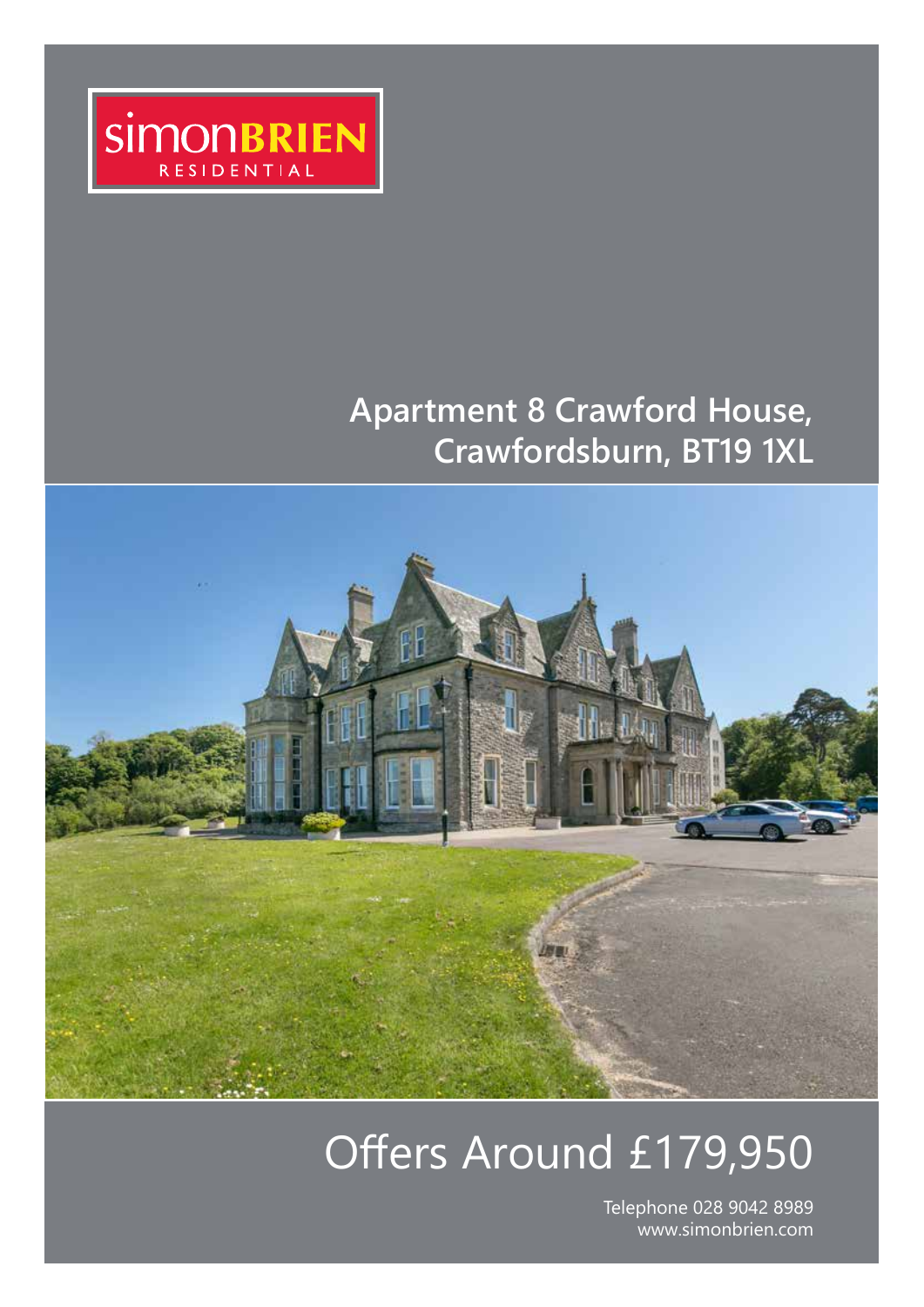simonBRIEN RESIDENTIAL

# Apartment 8 Crawford House, Crawfordsburn, BT19 1XL

## Offers Around £179,950

Telephone 028 9042 8989
www.simonbrien.com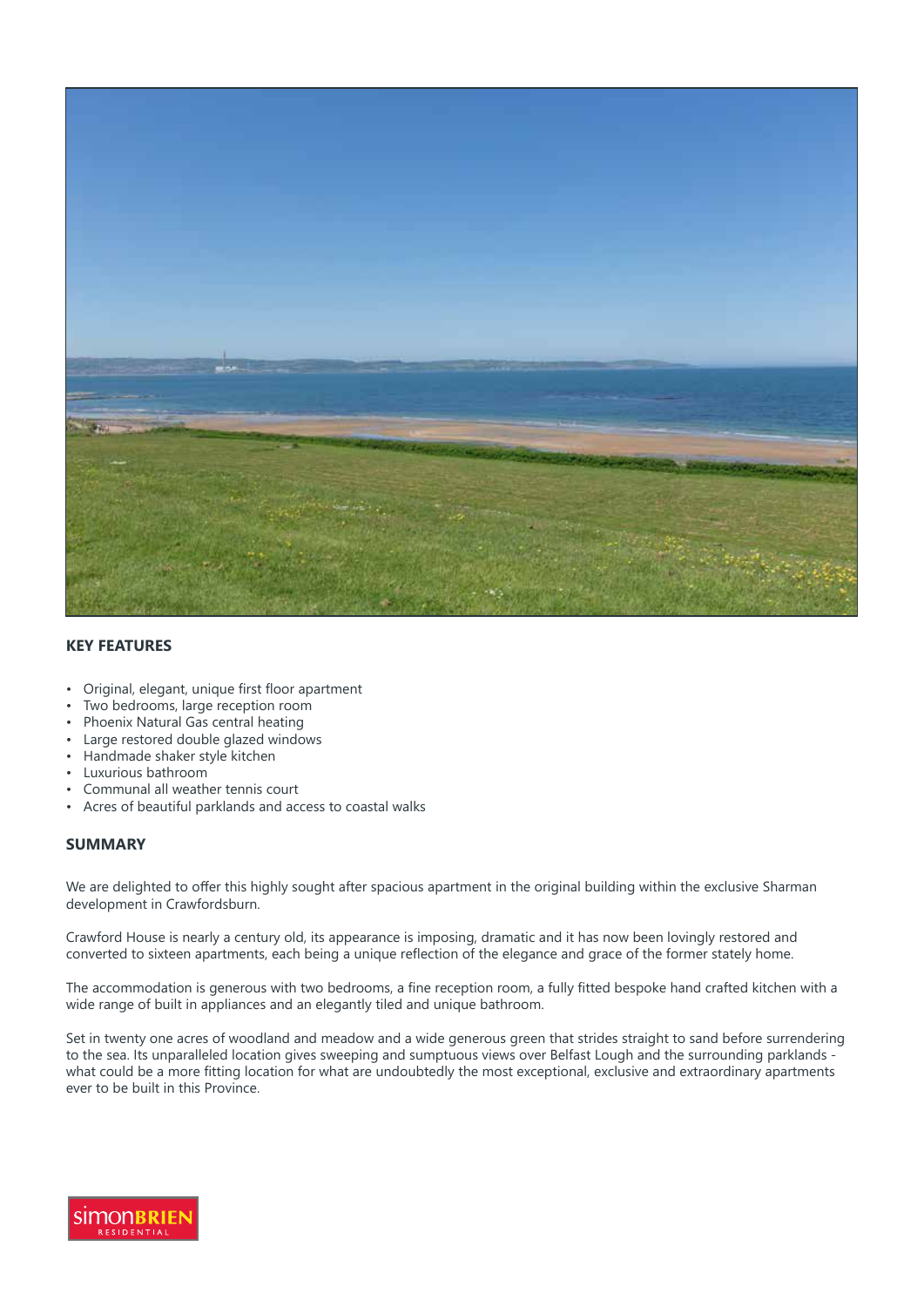## KEY FEATURES

- Original, elegant, unique first floor apartment
- Two bedrooms, large reception room
- Phoenix Natural Gas central heating
- Large restored double glazed windows
- Handmade shaker style kitchen
- Luxurious bathroom
- Communal all weather tennis court
- Acres of beautiful parklands and access to coastal walks

## SUMMARY

We are delighted to offer this highly sought after spacious apartment in the original building within the exclusive Sharman development in Crawfordsburn.

Crawford House is nearly a century old, its appearance is imposing, dramatic and it has now been lovingly restored and converted to sixteen apartments, each being a unique reflection of the elegance and grace of the former stately home.

The accommodation is generous with two bedrooms, a fine reception room, a fully fitted bespoke hand crafted kitchen with a wide range of built in appliances and an elegantly tiled and unique bathroom.

Set in twenty one acres of woodland and meadow and a wide generous green that strides straight to sand before surrendering to the sea. Its unparalleled location gives sweeping and sumptuous views over Belfast Lough and the surrounding parklands - what could be a more fitting location for what are undoubtedly the most exceptional, exclusive and extraordinary apartments ever to be built in this Province.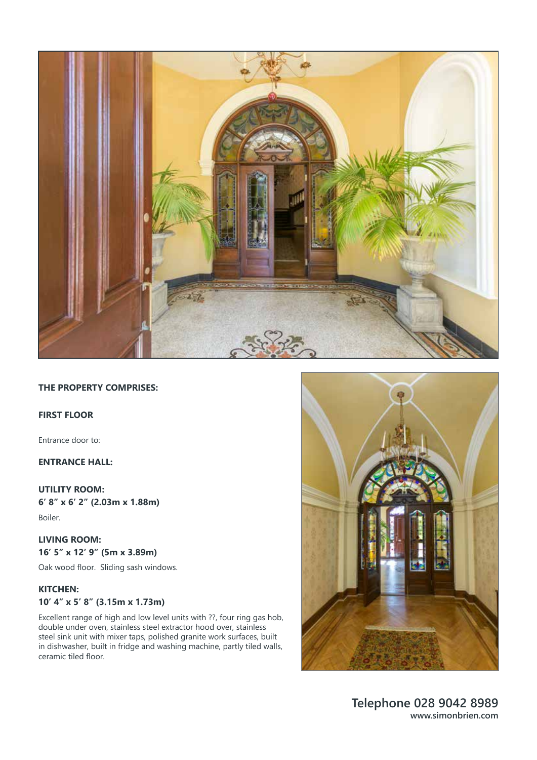**THE PROPERTY COMPRISES:**

**FIRST FLOOR**

Entrance door to:

**ENTRANCE HALL:**

**UTILITY ROOM:**
**6' 8" x 6' 2" (2.03m x 1.88m)**

Boiler.

**LIVING ROOM:**
**16' 5" x 12' 9" (5m x 3.89m)**

Oak wood floor. Sliding sash windows.

**KITCHEN:**
**10' 4" x 5' 8" (3.15m x 1.73m)**

Excellent range of high and low level units with ??, four ring gas hob, double under oven, stainless steel extractor hood over, stainless steel sink unit with mixer taps, polished granite work surfaces, built in dishwasher, built in fridge and washing machine, partly tiled walls, ceramic tiled floor.

**Telephone 028 9042 8989**
**www.simonbrien.com**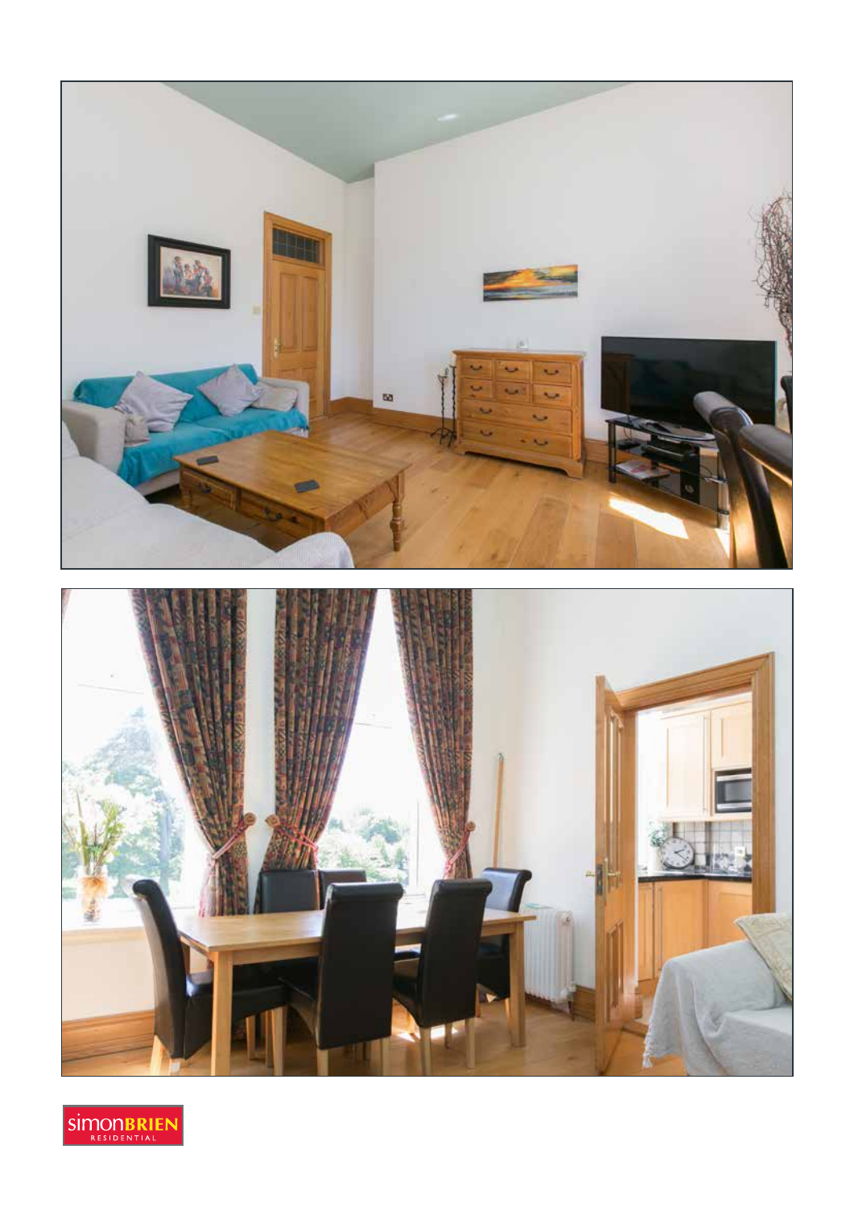simonBRIEN RESIDENTIAL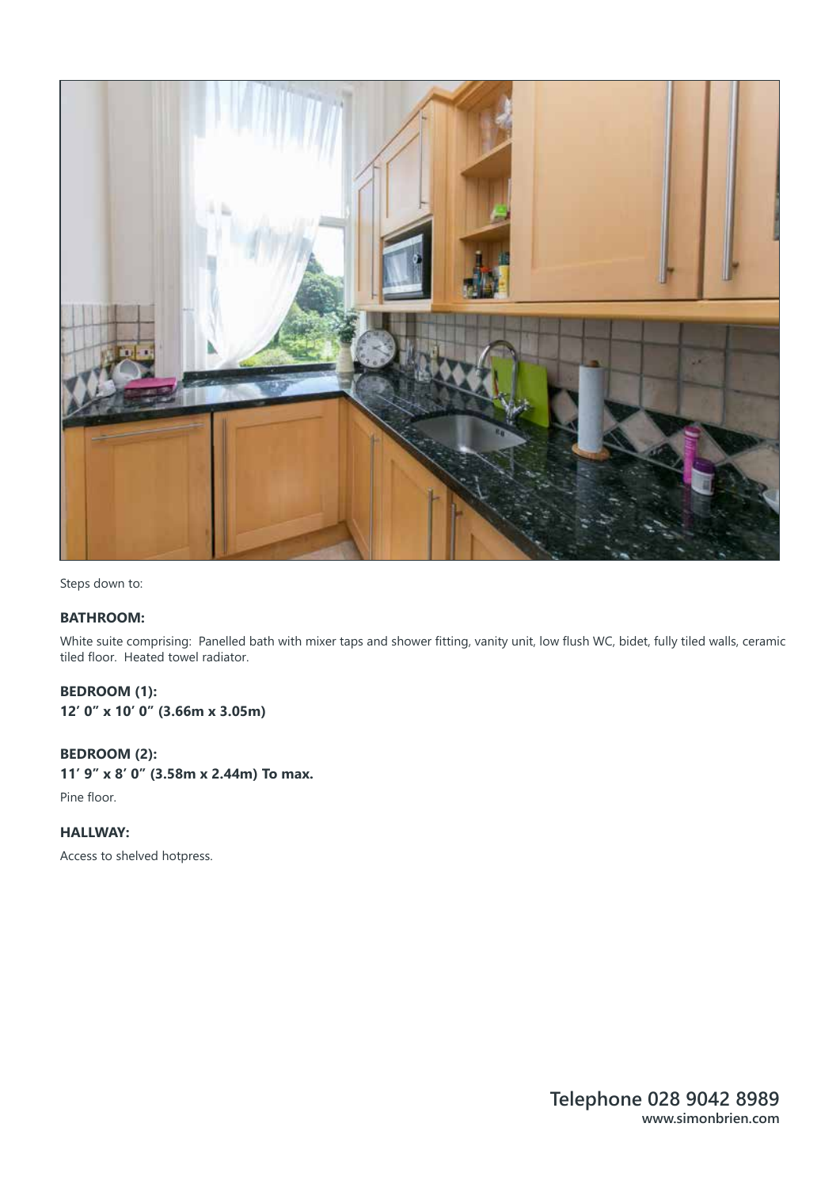Steps down to:

**BATHROOM:**

White suite comprising:  Panelled bath with mixer taps and shower fitting, vanity unit, low flush WC, bidet, fully tiled walls, ceramic tiled floor.  Heated towel radiator.

**BEDROOM (1):**
**12’ 0” x 10’ 0” (3.66m x 3.05m)**

**BEDROOM (2):**
**11’ 9” x 8’ 0” (3.58m x 2.44m) To max.**

Pine floor.

**HALLWAY:**

Access to shelved hotpress.

**Telephone 028 9042 8989**
**www.simonbrien.com**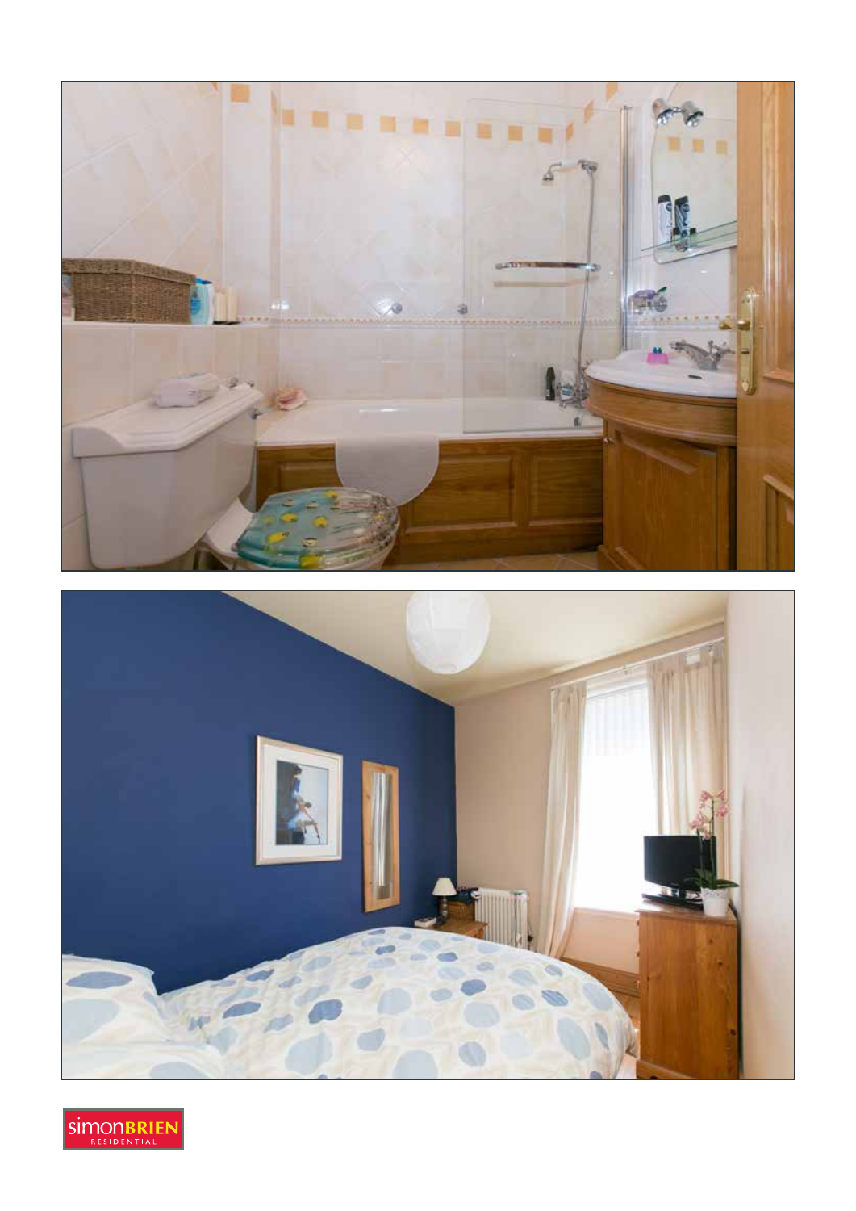simonBRIEN RESIDENTIAL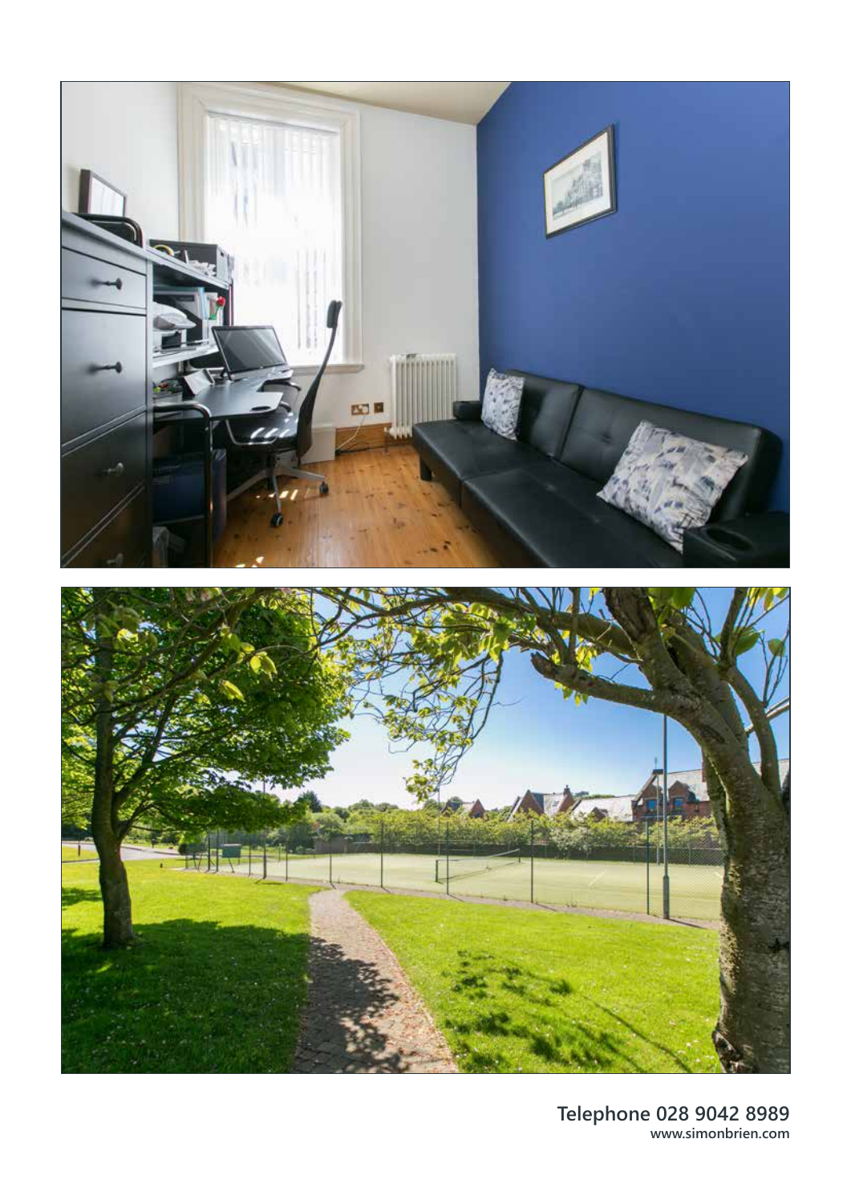**Telephone 028 9042 8989**
**www.simonbrien.com**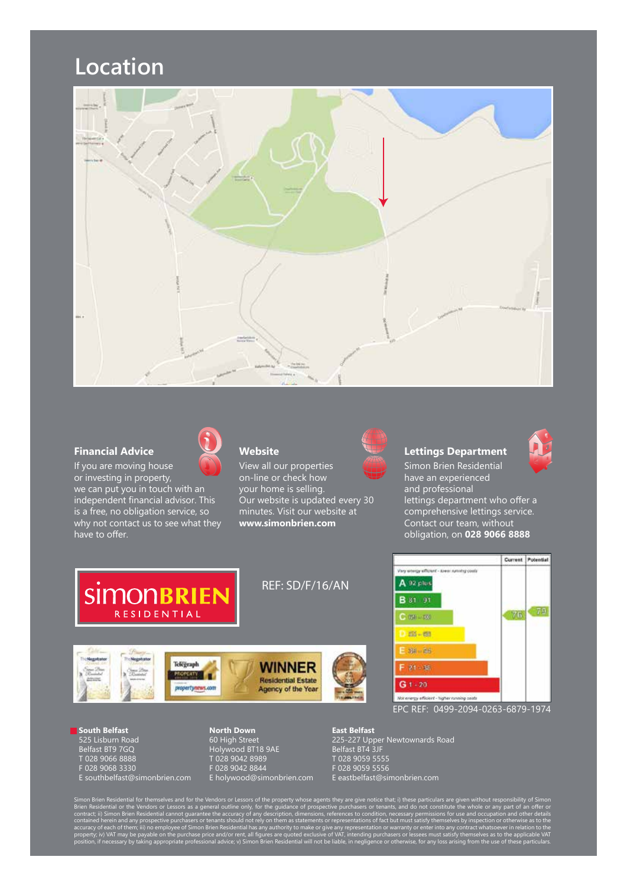# Location

### Financial Advice

If you are moving house or investing in property, we can put you in touch with an independent financial advisor. This is a free, no obligation service, so why not contact us to see what they have to offer.

### Website

View all our properties on-line or check how your home is selling. Our website is updated every 30 minutes. Visit our website at **www.simonbrien.com**

### Lettings Department

Simon Brien Residential have an experienced and professional lettings department who offer a comprehensive lettings service. Contact our team, without obligation, on **028 9066 8888**

simonBRIEN RESIDENTIAL

REF: SD/F/16/AN

Current: 76
Potential: 79

EPC REF: 0499-2094-0263-6879-1974

**South Belfast**
525 Lisburn Road
Belfast BT9 7GQ
T 028 9066 8888
F 028 9068 3330
E southbelfast@simonbrien.com

**North Down**
60 High Street
Holywood BT18 9AE
T 028 9042 8989
F 028 9042 8844
E holywood@simonbrien.com

**East Belfast**
225-227 Upper Newtownards Road
Belfast BT4 3JF
T 028 9059 5555
F 028 9059 5556
E eastbelfast@simonbrien.com

Simon Brien Residential for themselves and for the Vendors or Lessors of the property whose agents they are give notice that; i) these particulars are given without responsibility of Simon Brien Residential or the Vendors or Lessors as a general outline only, for the guidance of prospective purchasers or tenants, and do not constitute the whole or any part of an offer or contract; ii) Simon Brien Residential cannot guarantee the accuracy of any description, dimensions, references to condition, necessary permissions for use and occupation and other details contained herein and any prospective purchasers or tenants should not rely on them as statements or representations of fact but must satisfy themselves by inspection or otherwise as to the accuracy of each of them; iii) no employee of Simon Brien Residential has any authority to make or give any representation or warranty or enter into any contract whatsoever in relation to the property; iv) VAT may be payable on the purchase price and/or rent, all figures are quoted exclusive of VAT, intending purchasers or lessees must satisfy themselves as to the applicable VAT position, if necessary by taking appropriate professional advice; v) Simon Brien Residential will not be liable, in negligence or otherwise, for any loss arising from the use of these particulars.